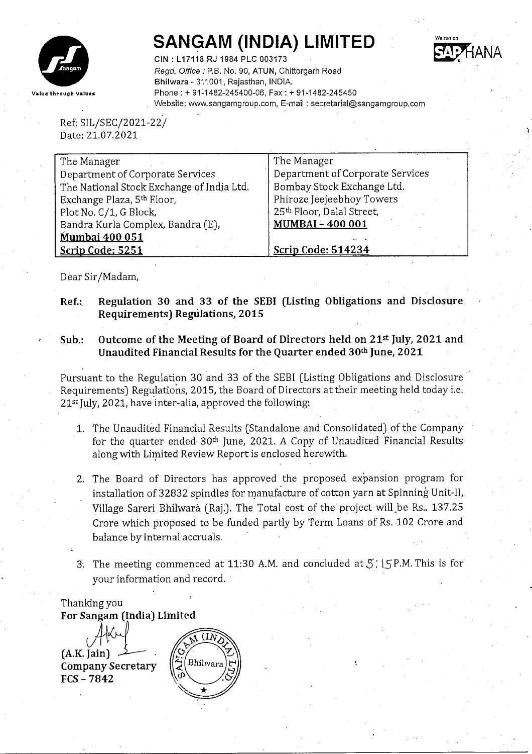# SANGAM (INDIA) LIMITED

CIN : L17118 RJ 1984 PLC 003173
*Regd. Office :* P.B. No. 90, ATUN, Chittorgarh Road
Bhilwara - 311001, Rajasthan, INDIA.
Phone : + 91-1482-245400-06, Fax : + 91-1482-245450
Website: www.sangamgroup.com, E-mail : secretarial@sangamgroup.com

Value through values

We run on SAP HANA

Ref: SIL/SEC/2021-22/
Date: 21.07.2021

| The Manager | The Manager |
|---|---|
| Department of Corporate Services | Department of Corporate Services |
| The National Stock Exchange of India Ltd. | Bombay Stock Exchange Ltd. |
| Exchange Plaza, 5th Floor, | Phiroze Jeejeebhoy Towers |
| Plot No. C/1, G Block, | 25th Floor, Dalal Street, |
| Bandra Kurla Complex, Bandra (E), | **MUMBAI - 400 001** |
| **Mumbai 400 051** | |
| **Scrip Code: 5251** | **Scrip Code: 514234** |

Dear Sir/Madam,

**Ref.: Regulation 30 and 33 of the SEBI (Listing Obligations and Disclosure Requirements) Regulations, 2015**

**Sub.: Outcome of the Meeting of Board of Directors held on 21st July, 2021 and Unaudited Financial Results for the Quarter ended 30th June, 2021**

Pursuant to the Regulation 30 and 33 of the SEBI (Listing Obligations and Disclosure Requirements) Regulations, 2015, the Board of Directors at their meeting held today i.e. 21st July, 2021, have inter-alia, approved the following:

1. The Unaudited Financial Results (Standalone and Consolidated) of the Company for the quarter ended 30th June, 2021. A Copy of Unaudited Financial Results along with Limited Review Report is enclosed herewith.

2. The Board of Directors has approved the proposed expansion program for installation of 32832 spindles for manufacture of cotton yarn at Spinning Unit-II, Village Sareri Bhilwara (Raj.). The Total cost of the project will be Rs.. 137.25 Crore which proposed to be funded partly by Term Loans of Rs. 102 Crore and balance by internal accruals.

3. The meeting commenced at 11:30 A.M. and concluded at 5:15 P.M. This is for your information and record.

Thanking you
**For Sangam (India) Limited**

**(A.K. Jain)**
**Company Secretary**
**FCS - 7842**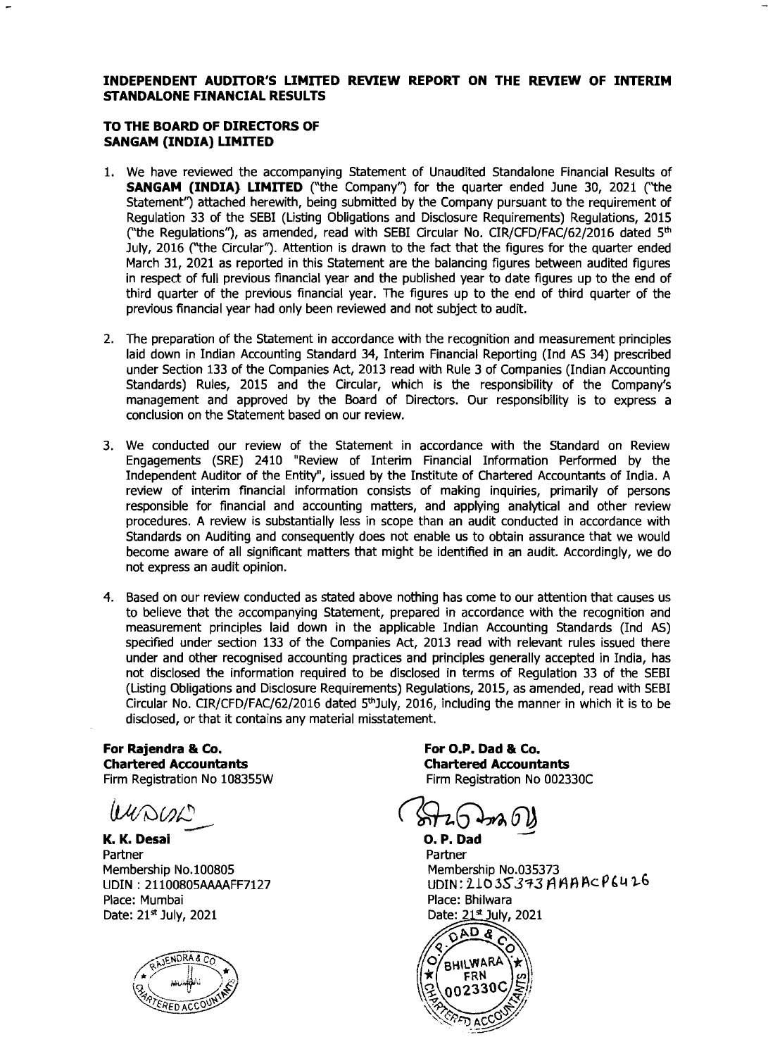## INDEPENDENT AUDITOR'S LIMITED REVIEW REPORT ON THE REVIEW OF INTERIM STANDALONE FINANCIAL RESULTS

**TO THE BOARD OF DIRECTORS OF**
**SANGAM (INDIA) LIMITED**

1. We have reviewed the accompanying Statement of Unaudited Standalone Financial Results of **SANGAM (INDIA) LIMITED** ("the Company") for the quarter ended June 30, 2021 ("the Statement") attached herewith, being submitted by the Company pursuant to the requirement of Regulation 33 of the SEBI (Listing Obligations and Disclosure Requirements) Regulations, 2015 ("the Regulations"), as amended, read with SEBI Circular No. CIR/CFD/FAC/62/2016 dated 5th July, 2016 ("the Circular"). Attention is drawn to the fact that the figures for the quarter ended March 31, 2021 as reported in this Statement are the balancing figures between audited figures in respect of full previous financial year and the published year to date figures up to the end of third quarter of the previous financial year. The figures up to the end of third quarter of the previous financial year had only been reviewed and not subject to audit.

2. The preparation of the Statement in accordance with the recognition and measurement principles laid down in Indian Accounting Standard 34, Interim Financial Reporting (Ind AS 34) prescribed under Section 133 of the Companies Act, 2013 read with Rule 3 of Companies (Indian Accounting Standards) Rules, 2015 and the Circular, which is the responsibility of the Company's management and approved by the Board of Directors. Our responsibility is to express a conclusion on the Statement based on our review.

3. We conducted our review of the Statement in accordance with the Standard on Review Engagements (SRE) 2410 "Review of Interim Financial Information Performed by the Independent Auditor of the Entity", issued by the Institute of Chartered Accountants of India. A review of interim financial information consists of making inquiries, primarily of persons responsible for financial and accounting matters, and applying analytical and other review procedures. A review is substantially less in scope than an audit conducted in accordance with Standards on Auditing and consequently does not enable us to obtain assurance that we would become aware of all significant matters that might be identified in an audit. Accordingly, we do not express an audit opinion.

4. Based on our review conducted as stated above nothing has come to our attention that causes us to believe that the accompanying Statement, prepared in accordance with the recognition and measurement principles laid down in the applicable Indian Accounting Standards (Ind AS) specified under section 133 of the Companies Act, 2013 read with relevant rules issued there under and other recognised accounting practices and principles generally accepted in India, has not disclosed the information required to be disclosed in terms of Regulation 33 of the SEBI (Listing Obligations and Disclosure Requirements) Regulations, 2015, as amended, read with SEBI Circular No. CIR/CFD/FAC/62/2016 dated 5thJuly, 2016, including the manner in which it is to be disclosed, or that it contains any material misstatement.

**For Rajendra & Co.**
**Chartered Accountants**
Firm Registration No 108355W

**K. K. Desai**
Partner
Membership No.100805
UDIN : 21100805AAAAFF7127
Place: Mumbai
Date: 21st July, 2021

**For O.P. Dad & Co.**
**Chartered Accountants**
Firm Registration No 002330C

**O. P. Dad**
Partner
Membership No.035373
UDIN: 21035373AAAACP6426
Place: Bhilwara
Date: 21st July, 2021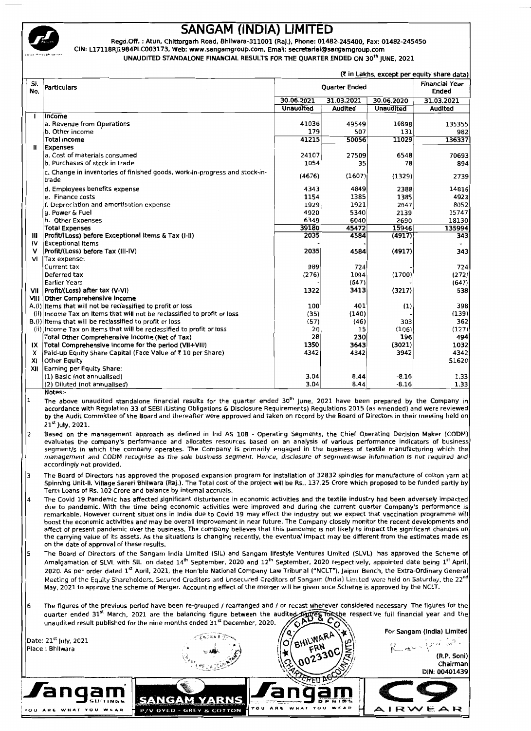# SANGAM (INDIA) LIMITED

Regd.Off. : Atun, Chittorgarh Road, Bhilwara-311001 (Raj.), Phone: 01482-245400, Fax: 01482-245450
CIN: L17118RJ1984PLC003173, Web: www.sangamgroup.com, Email: secretarial@sangamgroup.com

UNAUDITED STANDALONE FINANCIAL RESULTS FOR THE QUARTER ENDED ON 30th JUNE, 2021

(₹ in Lakhs, except per equity share data)

| Sl. No. | Particulars | Quarter Ended | | | Financial Year Ended |
|---|---|---|---|---|---|
| | | 30.06.2021 | 31.03.2021 | 30.06.2020 | 31.03.2021 |
| | | Unaudited | Audited | Unaudited | Audited |
| I | Income | | | | |
| | a. Revenue from Operations | 41036 | 49549 | 10898 | 135355 |
| | b. Other income | 179 | 507 | 131 | 982 |
| | Total Income | 41215 | 50056 | 11029 | 136337 |
| II | Expenses | | | | |
| | a. Cost of materials consumed | 24107 | 27509 | 6548 | 70693 |
| | b. Purchases of stock in trade | 1054 | 35 | 78 | 894 |
| | c. Change in inventories of finished goods, work-in-progress and stock-in-trade | (4676) | (1607) | (1329) | 2739 |
| | d. Employees benefits expense | 4343 | 4849 | 2388 | 14816 |
| | e. Finance costs | 1154 | 1385 | 1385 | 4923 |
| | f. Depreciation and amortisation expense | 1929 | 1921 | 2047 | 8052 |
| | g. Power & Fuel | 4920 | 5340 | 2139 | 15747 |
| | h. Other Expenses | 6349 | 6040 | 2690 | 18130 |
| | Total Expenses | 39180 | 45472 | 15946 | 135994 |
| III | Profit/(Loss) before Exceptional Items & Tax (I-II) | 2035 | 4584 | (4917) | 343 |
| IV | Exceptional Items | - | - | - | - |
| V | Profit/(Loss) before Tax (III-IV) | 2035 | 4584 | (4917) | 343 |
| VI | Tax expense: | | | | |
| | Current tax | 989 | 724 | - | 724 |
| | Deferred tax | (276) | 1094 | (1700) | (272) |
| | Earlier Years | - | (647) | - | (647) |
| VII | Profit/(Loss) after tax (V-VI) | 1322 | 3413 | (3217) | 538 |
| VIII | Other Comprehensive Income | | | | |
| A.(i) | Items that will not be reclassified to profit or loss | 100 | 401 | (1) | 398 |
| (ii) | Income Tax on Items that will not be reclassified to profit or loss | (35) | (140) | - | (139) |
| B.(i) | Items that will be reclassified to profit or loss | (57) | (46) | 303 | 362 |
| (ii) | Income Tax on Items that will be reclassified to profit or loss | 20 | 15 | (106) | (127) |
| | Total Other Comprehensive Income (Net of Tax) | 28 | 230 | 196 | 494 |
| IX | Total Comprehensive Income for the period (VII+VIII) | 1350 | 3643 | (3021) | 1032 |
| X | Paid-up Equity Share Capital (Face Value of ₹ 10 per Share) | 4342 | 4342 | 3942 | 4342 |
| XI | Other Equity | | | | 51620 |
| XII | Earning per Equity Share: | | | | |
| | (1) Basic (not annualised) | 3.04 | 8.44 | -8.16 | 1.33 |
| | (2) Diluted (not annualised) | 3.04 | 8.44 | -8.16 | 1.33 |

Notes:-

1. The above unaudited standalone financial results for the quarter ended 30th June, 2021 have been prepared by the Company in accordance with Regulation 33 of SEBI (Listing Obligations & Disclosure Requirements) Regulations 2015 (as amended) and were reviewed by the Audit Committee of the Board and thereafter were approved and taken on record by the Board of Directors in their meeting held on 21st July, 2021.

2. Based on the management approach as defined in Ind AS 108 - Operating Segments, the Chief Operating Decision Maker (CODM) evaluates the company's performance and allocates resources based on an analysis of various performance indicators of business segment/s in which the company operates. The Company is primarily engaged in the business of textile manufacturing which the management and CODM recognise as the sole business segment. Hence, disclosure of segment-wise information is not required and accordingly not provided.

3. The Board of Directors has approved the proposed expansion program for installation of 32832 spindles for manufacture of cotton yarn at Spinning Unit-II, Village Sareri Bhilwara (Raj.). The Total cost of the project will be Rs.. 137.25 Crore which proposed to be funded partly by Term Loans of Rs. 102 Crore and balance by internal accruals.

4. The Covid 19 Pandemic has affected significant disturbance in economic activities and the textile industry had been adversely impacted due to pandemic. With the time being economic activities were improved and during the current quarter Company's performance is remarkable. However current situations in India due to Covid 19 may effect the industry but we expect that vaccination programme will boost the economic activities and may be overall improvement in near future. The Company closely monitor the recent developments and affect of present pandemic over the business. The company believes that this pandemic is not likely to impact the significant changes on the carrying value of its assets. As the situations is changing recently, the eventual impact may be different from the estimates made as on the date of approval of these results.

5. The Board of Directors of the Sangam India Limited (SIL) and Sangam lifestyle Ventures Limited (SLVL) has approved the Scheme of Amalgamation of SLVL with SIL on dated 14th September, 2020 and 12th September, 2020 respectively, appointed date being 1st April, 2020. As per order dated 1st April, 2021, the Hon'ble National Company Law Tribunal ("NCLT"), Jaipur Bench, the Extra-Ordinary General Meeting of the Equity Shareholders, Secured Creditors and Unsecured Creditors of Sangam (India) Limited were held on Saturday, the 22nd May, 2021 to approve the scheme of Merger. Accounting effect of the merger will be given once Scheme is approved by the NCLT.

6. The figures of the previous period have been re-grouped / rearranged and / or recast wherever considered necessary. The figures for the quarter ended 31st March, 2021 are the balancing figure between the audited figures for the respective full financial year and the unaudited result published for the nine months ended 31st December, 2020.

Date: 21st July, 2021
Place : Bhilwara

For Sangam (India) Limited

(R.P. Soni)
Chairman
DIN: 00401439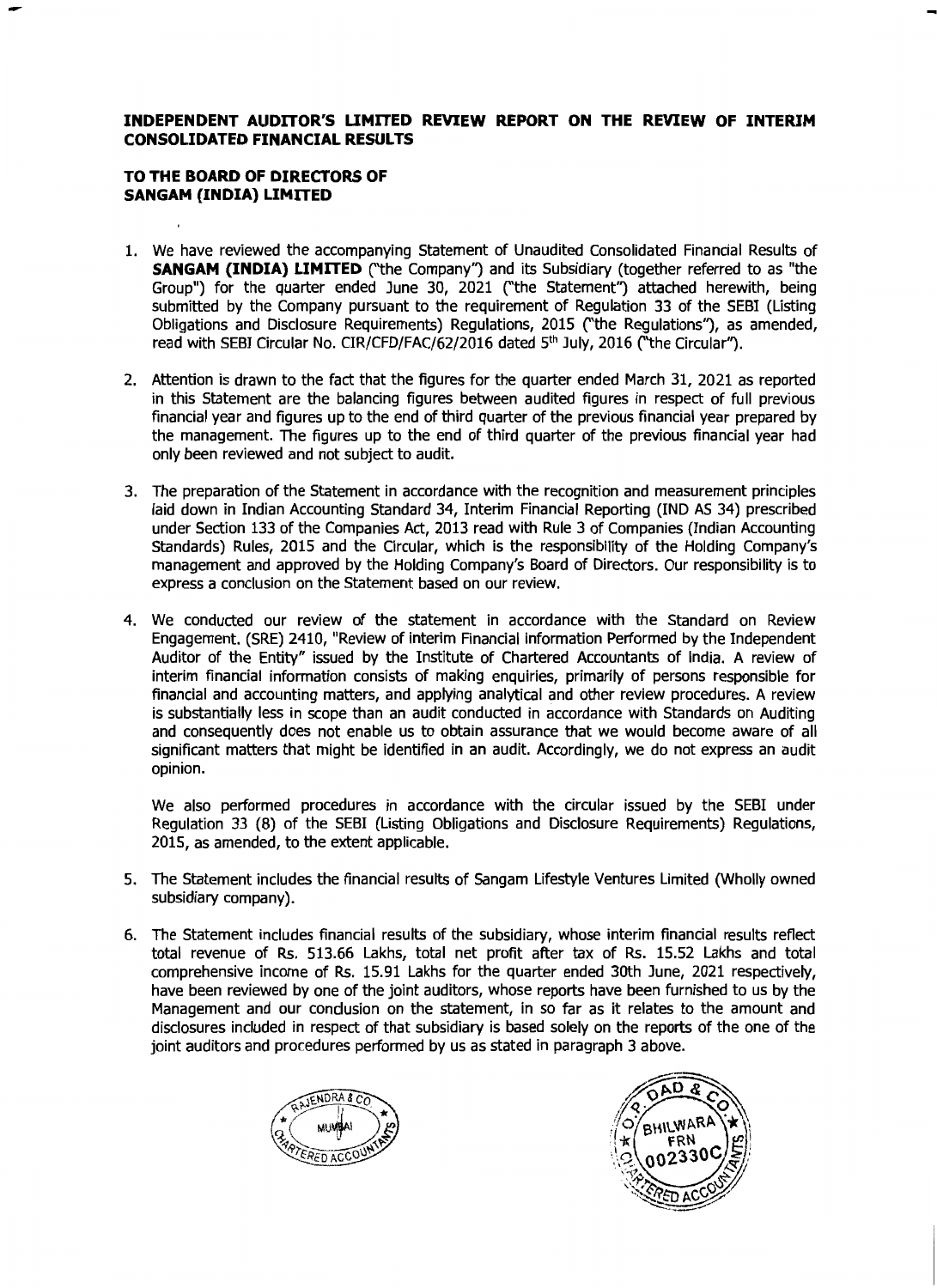# INDEPENDENT AUDITOR'S LIMITED REVIEW REPORT ON THE REVIEW OF INTERIM CONSOLIDATED FINANCIAL RESULTS

**TO THE BOARD OF DIRECTORS OF SANGAM (INDIA) LIMITED**

1. We have reviewed the accompanying Statement of Unaudited Consolidated Financial Results of **SANGAM (INDIA) LIMITED** ("the Company") and its Subsidiary (together referred to as "the Group") for the quarter ended June 30, 2021 ("the Statement") attached herewith, being submitted by the Company pursuant to the requirement of Regulation 33 of the SEBI (Listing Obligations and Disclosure Requirements) Regulations, 2015 ("the Regulations"), as amended, read with SEBI Circular No. CIR/CFD/FAC/62/2016 dated 5th July, 2016 ("the Circular").

2. Attention is drawn to the fact that the figures for the quarter ended March 31, 2021 as reported in this Statement are the balancing figures between audited figures in respect of full previous financial year and figures up to the end of third quarter of the previous financial year prepared by the management. The figures up to the end of third quarter of the previous financial year had only been reviewed and not subject to audit.

3. The preparation of the Statement in accordance with the recognition and measurement principles laid down in Indian Accounting Standard 34, Interim Financial Reporting (IND AS 34) prescribed under Section 133 of the Companies Act, 2013 read with Rule 3 of Companies (Indian Accounting Standards) Rules, 2015 and the Circular, which is the responsibility of the Holding Company's management and approved by the Holding Company's Board of Directors. Our responsibility is to express a conclusion on the Statement based on our review.

4. We conducted our review of the statement in accordance with the Standard on Review Engagement. (SRE) 2410, "Review of interim Financial information Performed by the Independent Auditor of the Entity" issued by the Institute of Chartered Accountants of India. A review of interim financial information consists of making enquiries, primarily of persons responsible for financial and accounting matters, and applying analytical and other review procedures. A review is substantially less in scope than an audit conducted in accordance with Standards on Auditing and consequently does not enable us to obtain assurance that we would become aware of all significant matters that might be identified in an audit. Accordingly, we do not express an audit opinion.

   We also performed procedures in accordance with the circular issued by the SEBI under Regulation 33 (8) of the SEBI (Listing Obligations and Disclosure Requirements) Regulations, 2015, as amended, to the extent applicable.

5. The Statement includes the financial results of Sangam Lifestyle Ventures Limited (Wholly owned subsidiary company).

6. The Statement includes financial results of the subsidiary, whose interim financial results reflect total revenue of Rs. 513.66 Lakhs, total net profit after tax of Rs. 15.52 Lakhs and total comprehensive income of Rs. 15.91 Lakhs for the quarter ended 30th June, 2021 respectively, have been reviewed by one of the joint auditors, whose reports have been furnished to us by the Management and our conclusion on the statement, in so far as it relates to the amount and disclosures included in respect of that subsidiary is based solely on the reports of the one of the joint auditors and procedures performed by us as stated in paragraph 3 above.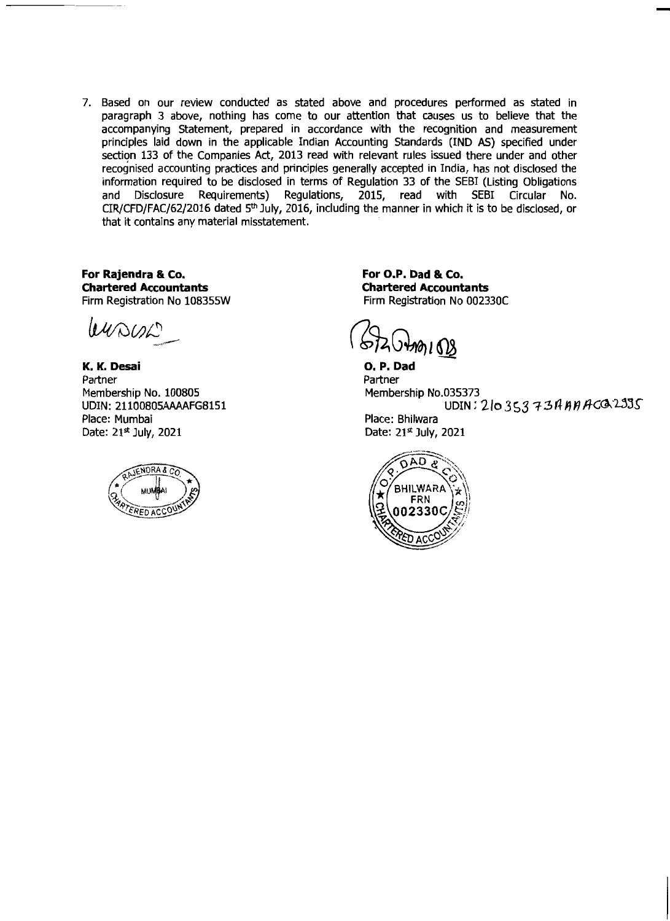7. Based on our review conducted as stated above and procedures performed as stated in paragraph 3 above, nothing has come to our attention that causes us to believe that the accompanying Statement, prepared in accordance with the recognition and measurement principles laid down in the applicable Indian Accounting Standards (IND AS) specified under section 133 of the Companies Act, 2013 read with relevant rules issued there under and other recognised accounting practices and principles generally accepted in India, has not disclosed the information required to be disclosed in terms of Regulation 33 of the SEBI (Listing Obligations and Disclosure Requirements) Regulations, 2015, read with SEBI Circular No. CIR/CFD/FAC/62/2016 dated 5th July, 2016, including the manner in which it is to be disclosed, or that it contains any material misstatement.

**For Rajendra & Co.**
**Chartered Accountants**
Firm Registration No 108355W

**K. K. Desai**
Partner
Membership No. 100805
UDIN: 21100805AAAAFG8151
Place: Mumbai
Date: 21st July, 2021

**For O.P. Dad & Co.**
**Chartered Accountants**
Firm Registration No 002330C

**O. P. Dad**
Partner
Membership No.035373
UDIN: 21035373AAAACQ2335
Place: Bhilwara
Date: 21st July, 2021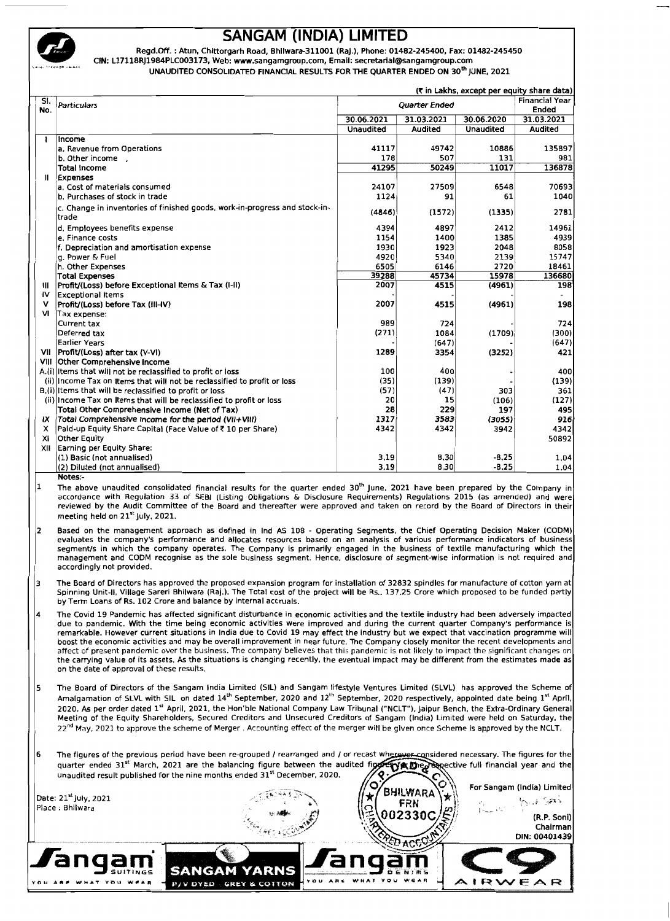# SANGAM (INDIA) LIMITED

Regd.Off. : Atun, Chittorgarh Road, Bhilwara-311001 (Raj.), Phone: 01482-245400, Fax: 01482-245450
CIN: L17118RJ1984PLC003173, Web: www.sangamgroup.com, Email: secretarial@sangamgroup.com
UNAUDITED CONSOLIDATED FINANCIAL RESULTS FOR THE QUARTER ENDED ON 30[th] JUNE, 2021

(₹ in Lakhs, except per equity share data)

| Sl. No. | Particulars | Quarter Ended | | | Financial Year Ended |
|---|---|---|---|---|---|
| | | 30.06.2021 | 31.03.2021 | 30.06.2020 | 31.03.2021 |
| | | Unaudited | Audited | Unaudited | Audited |
| I | Income | | | | |
| | a. Revenue from Operations | 41117 | 49742 | 10886 | 135897 |
| | b. Other income | 178 | 507 | 131 | 981 |
| | Total Income | 41295 | 50249 | 11017 | 136878 |
| II | Expenses | | | | |
| | a. Cost of materials consumed | 24107 | 27509 | 6548 | 70693 |
| | b. Purchases of stock in trade | 1124 | 91 | 61 | 1040 |
| | c. Change in inventories of finished goods, work-in-progress and stock-in-trade | (4846) | (1572) | (1335) | 2781 |
| | d. Employees benefits expense | 4394 | 4897 | 2412 | 14961 |
| | e. Finance costs | 1154 | 1400 | 1385 | 4939 |
| | f. Depreciation and amortisation expense | 1930 | 1923 | 2048 | 8058 |
| | g. Power & Fuel | 4920 | 5340 | 2139 | 15747 |
| | h. Other Expenses | 6505 | 6146 | 2720 | 18461 |
| | **Total Expenses** | 39288 | 45734 | 15978 | 136680 |
| III | **Profit/(Loss) before Exceptional Items & Tax (I-II)** | 2007 | 4515 | (4961) | 198 |
| IV | Exceptional Items | - | - | - | - |
| V | **Profit/(Loss) before Tax (III-IV)** | 2007 | 4515 | (4961) | 198 |
| VI | Tax expense: | | | | |
| | Current tax | 989 | 724 | - | 724 |
| | Deferred tax | (271) | 1084 | (1709) | (300) |
| | Earlier Years | - | (647) | - | (647) |
| VII | **Profit/(Loss) after tax (V-VI)** | 1289 | 3354 | (3252) | 421 |
| VIII | **Other Comprehensive Income** | | | | |
| A.(i) | Items that will not be reclassified to profit or loss | 100 | 400 | - | 400 |
| (ii) | Income Tax on Items that will not be reclassified to profit or loss | (35) | (139) | - | (139) |
| B.(i) | Items that will be reclassified to profit or loss | (57) | (47) | 303 | 361 |
| (ii) | Income Tax on Items that will be reclassified to profit or loss | 20 | 15 | (106) | (127) |
| | Total Other Comprehensive Income (Net of Tax) | 28 | 229 | 197 | 495 |
| IX | *Total Comprehensive Income for the period (VII+VIII)* | 1317 | 3583 | (3055) | 916 |
| X | Paid-up Equity Share Capital (Face Value of ₹ 10 per Share) | 4342 | 4342 | 3942 | 4342 |
| XI | Other Equity | | | | 50892 |
| XII | Earning per Equity Share: | | | | |
| | (1) Basic (not annualised) | 3.19 | 8.30 | -8.25 | 1.04 |
| | (2) Diluted (not annualised) | 3.19 | 8.30 | -8.25 | 1.04 |

**Notes:-**

1. The above unaudited consolidated financial results for the quarter ended 30[th] June, 2021 have been prepared by the Company in accordance with Regulation 33 of SEBI (Listing Obligations & Disclosure Requirements) Regulations 2015 (as amended) and were reviewed by the Audit Committee of the Board and thereafter were approved and taken on record by the Board of Directors in their meeting held on 21[st] July, 2021.

2. Based on the management approach as defined in Ind AS 108 - Operating Segments, the Chief Operating Decision Maker (CODM) evaluates the company's performance and allocates resources based on an analysis of various performance indicators of business segment/s in which the company operates. The Company is primarily engaged in the business of textile manufacturing which the management and CODM recognise as the sole business segment. Hence, disclosure of segment-wise information is not required and accordingly not provided.

3. The Board of Directors has approved the proposed expansion program for installation of 32832 spindles for manufacture of cotton yarn at Spinning Unit-II, Village Sareri Bhilwara (Raj.). The Total cost of the project will be Rs.. 137.25 Crore which proposed to be funded partly by Term Loans of Rs. 102 Crore and balance by internal accruals.

4. The Covid 19 Pandemic has affected significant disturbance in economic activities and the textile industry had been adversely impacted due to pandemic. With the time being economic activities were improved and during the current quarter Company's performance is remarkable. However current situations in India due to Covid 19 may effect the industry but we expect that vaccination programme will boost the economic activities and may be overall improvement in near future. The Company closely monitor the recent developments and affect of present pandemic over the business. The company believes that this pandemic is not likely to impact the significant changes on the carrying value of its assets. As the situations is changing recently, the eventual impact may be different from the estimates made as on the date of approval of these results.

5. The Board of Directors of the Sangam India Limited (SIL) and Sangam lifestyle Ventures Limited (SLVL) has approved the Scheme of Amalgamation of SLVL with SIL on dated 14[th] September, 2020 and 12[th] September, 2020 respectively, appointed date being 1[st] April, 2020. As per order dated 1[st] April, 2021, the Hon'ble National Company Law Tribunal ("NCLT"), Jaipur Bench, the Extra-Ordinary General Meeting of the Equity Shareholders, Secured Creditors and Unsecured Creditors of Sangam (India) Limited were held on Saturday, the 22[nd] May, 2021 to approve the scheme of Merger . Accounting effect of the merger will be given once Scheme is approved by the NCLT.

6. The figures of the previous period have been re-grouped / rearranged and / or recast wherever considered necessary. The figures for the quarter ended 31[st] March, 2021 are the balancing figure between the audited figures of the respective full financial year and the unaudited result published for the nine months ended 31[st] December, 2020.

Date: 21[st] July, 2021
Place : Bhilwara

For Sangam (India) Limited

(R.P. Soni)
Chairman
DIN: 00401439